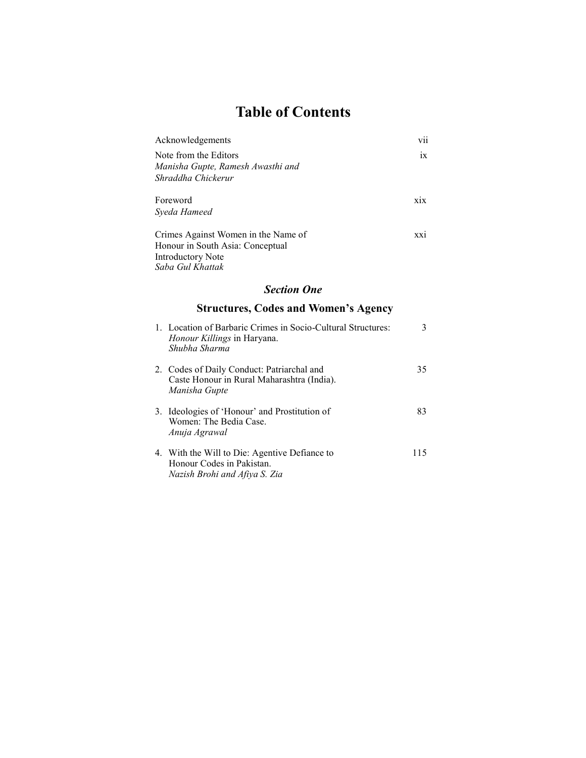# Table of Contents

| | |
|---|---|
| Acknowledgements | vii |
| Note from the Editors<br>*Manisha Gupte, Ramesh Awasthi and Shraddha Chickerur* | ix |
| Foreword<br>*Syeda Hameed* | xix |
| Crimes Against Women in the Name of Honour in South Asia: Conceptual Introductory Note<br>*Saba Gul Khattak* | xxi |

## *Section One*

## Structures, Codes and Women's Agency

| | |
|---|---|
| 1. Location of Barbaric Crimes in Socio-Cultural Structures: *Honour Killings* in Haryana.<br>*Shubha Sharma* | 3 |
| 2. Codes of Daily Conduct: Patriarchal and Caste Honour in Rural Maharashtra (India).<br>*Manisha Gupte* | 35 |
| 3. Ideologies of 'Honour' and Prostitution of Women: The Bedia Case.<br>*Anuja Agrawal* | 83 |
| 4. With the Will to Die: Agentive Defiance to Honour Codes in Pakistan.<br>*Nazish Brohi and Afiya S. Zia* | 115 |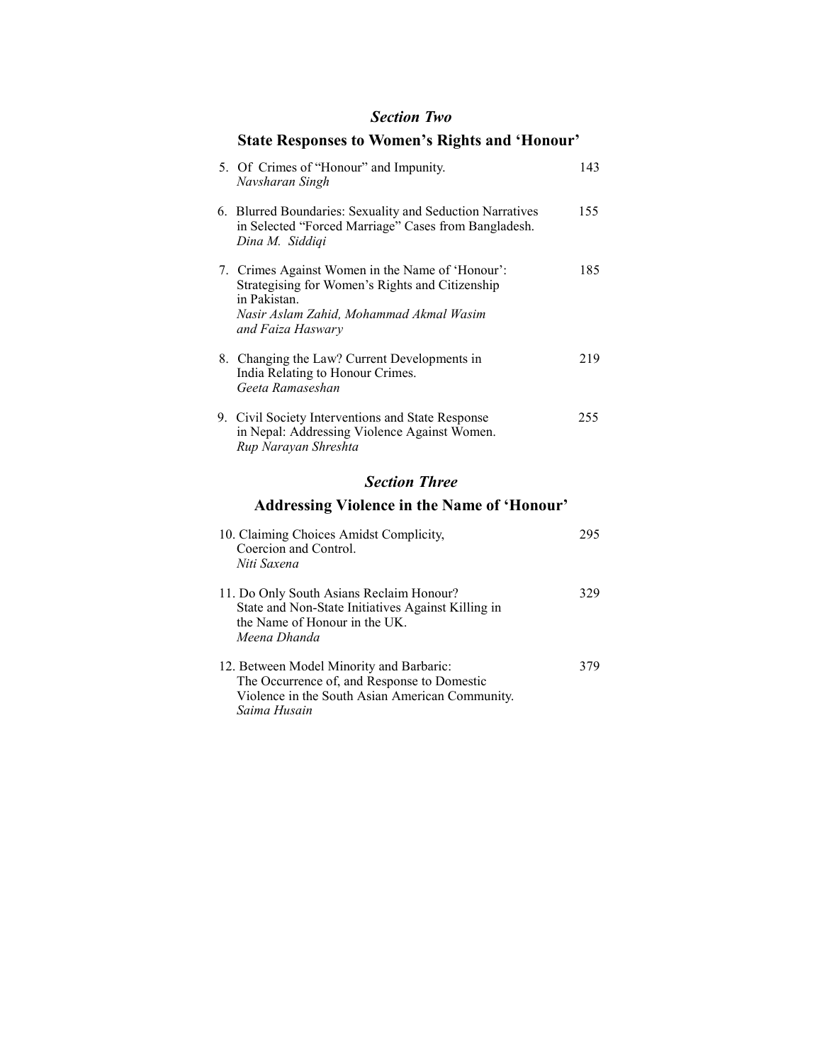## *Section Two*

## State Responses to Women's Rights and 'Honour'

5. Of Crimes of "Honour" and Impunity. 143
   *Navsharan Singh*

6. Blurred Boundaries: Sexuality and Seduction Narratives in Selected "Forced Marriage" Cases from Bangladesh. 155
   *Dina M. Siddiqi*

7. Crimes Against Women in the Name of 'Honour': Strategising for Women's Rights and Citizenship in Pakistan. 185
   *Nasir Aslam Zahid, Mohammad Akmal Wasim and Faiza Haswary*

8. Changing the Law? Current Developments in India Relating to Honour Crimes. 219
   *Geeta Ramaseshan*

9. Civil Society Interventions and State Response in Nepal: Addressing Violence Against Women. 255
   *Rup Narayan Shreshta*

## *Section Three*

## Addressing Violence in the Name of 'Honour'

10. Claiming Choices Amidst Complicity, Coercion and Control. 295
    *Niti Saxena*

11. Do Only South Asians Reclaim Honour? State and Non-State Initiatives Against Killing in the Name of Honour in the UK. 329
    *Meena Dhanda*

12. Between Model Minority and Barbaric: The Occurrence of, and Response to Domestic Violence in the South Asian American Community. 379
    *Saima Husain*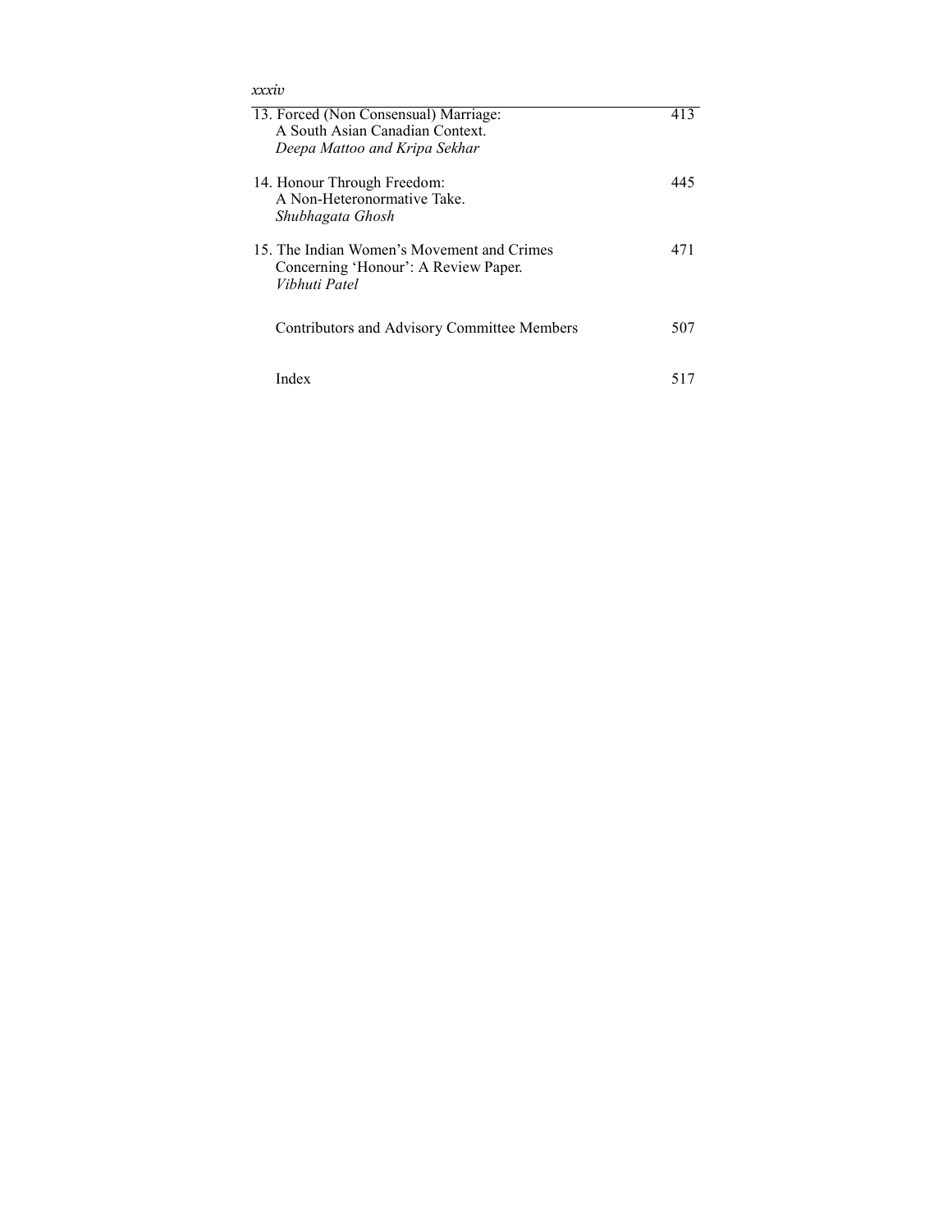| | |
|---|---|
| 13. Forced (Non Consensual) Marriage: A South Asian Canadian Context. *Deepa Mattoo and Kripa Sekhar* | 413 |
| 14. Honour Through Freedom: A Non-Heteronormative Take. *Shubhagata Ghosh* | 445 |
| 15. The Indian Women's Movement and Crimes Concerning 'Honour': A Review Paper. *Vibhuti Patel* | 471 |
| Contributors and Advisory Committee Members | 507 |
| Index | 517 |